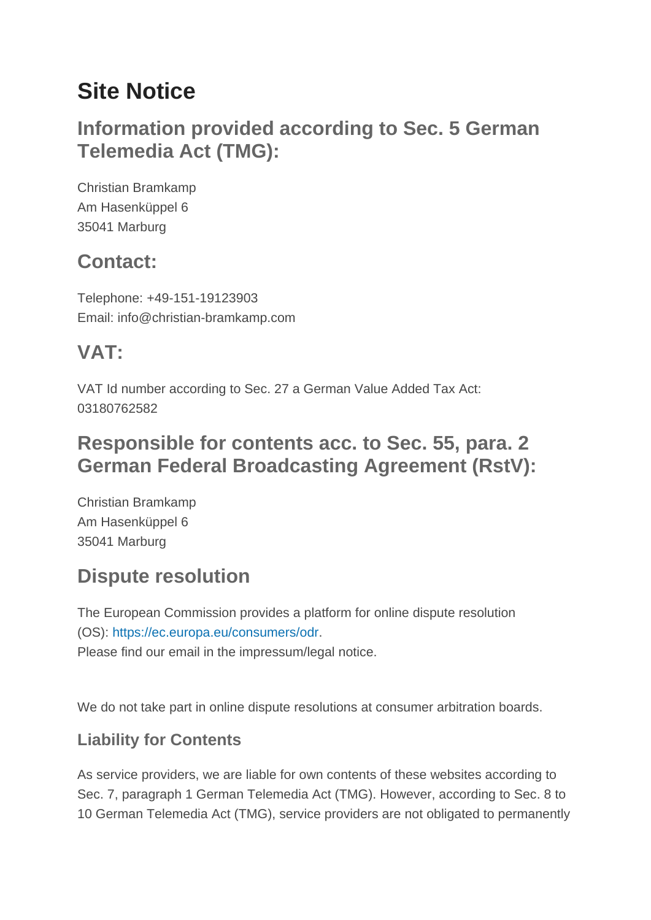# Site Notice

## Information provided according to Sec. 5 German Telemedia Act (TMG):

Christian Bramkamp
Am Hasenküppel 6
35041 Marburg

## Contact:

Telephone: +49-151-19123903
Email: info@christian-bramkamp.com

## VAT:

VAT Id number according to Sec. 27 a German Value Added Tax Act:
03180762582

## Responsible for contents acc. to Sec. 55, para. 2 German Federal Broadcasting Agreement (RstV):

Christian Bramkamp
Am Hasenküppel 6
35041 Marburg

## Dispute resolution

The European Commission provides a platform for online dispute resolution (OS): https://ec.europa.eu/consumers/odr.
Please find our email in the impressum/legal notice.

We do not take part in online dispute resolutions at consumer arbitration boards.

### Liability for Contents

As service providers, we are liable for own contents of these websites according to Sec. 7, paragraph 1 German Telemedia Act (TMG). However, according to Sec. 8 to 10 German Telemedia Act (TMG), service providers are not obligated to permanently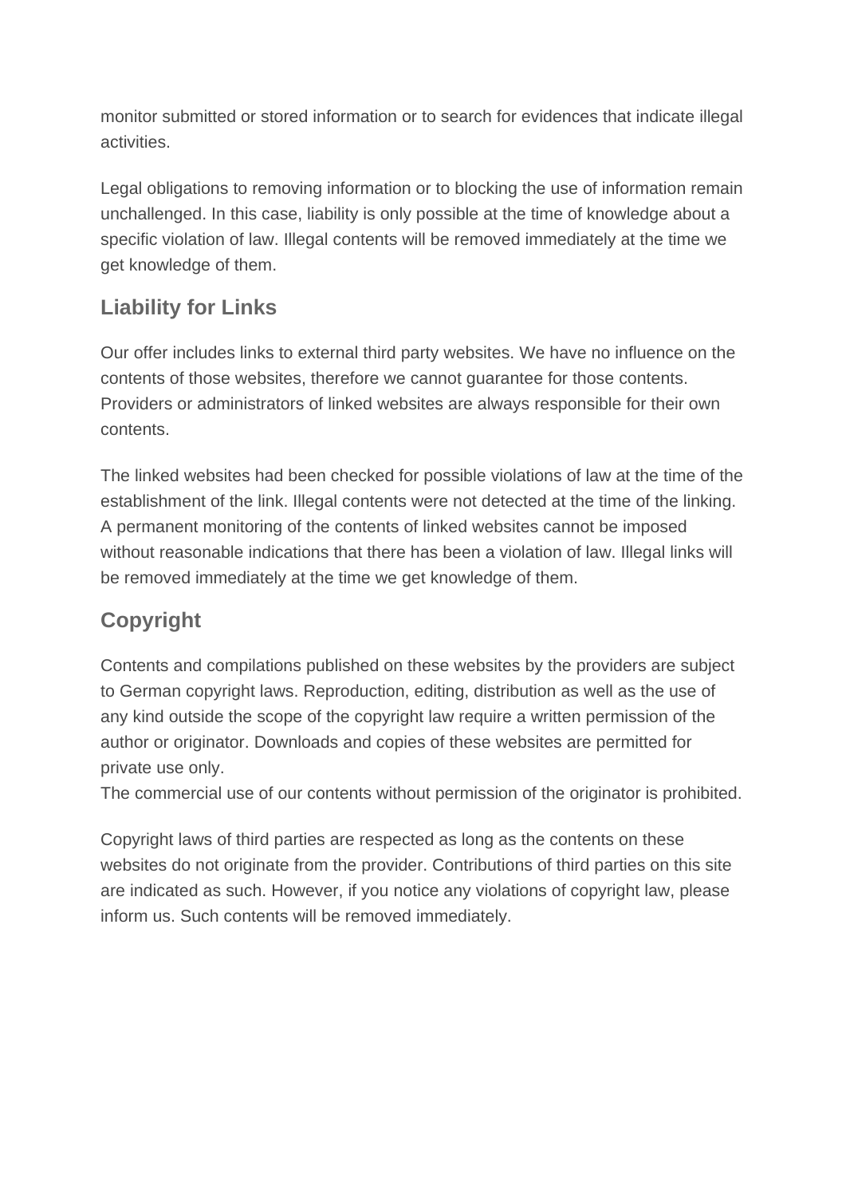monitor submitted or stored information or to search for evidences that indicate illegal activities.

Legal obligations to removing information or to blocking the use of information remain unchallenged. In this case, liability is only possible at the time of knowledge about a specific violation of law. Illegal contents will be removed immediately at the time we get knowledge of them.

## Liability for Links

Our offer includes links to external third party websites. We have no influence on the contents of those websites, therefore we cannot guarantee for those contents. Providers or administrators of linked websites are always responsible for their own contents.

The linked websites had been checked for possible violations of law at the time of the establishment of the link. Illegal contents were not detected at the time of the linking. A permanent monitoring of the contents of linked websites cannot be imposed without reasonable indications that there has been a violation of law. Illegal links will be removed immediately at the time we get knowledge of them.

## Copyright

Contents and compilations published on these websites by the providers are subject to German copyright laws. Reproduction, editing, distribution as well as the use of any kind outside the scope of the copyright law require a written permission of the author or originator. Downloads and copies of these websites are permitted for private use only.
The commercial use of our contents without permission of the originator is prohibited.

Copyright laws of third parties are respected as long as the contents on these websites do not originate from the provider. Contributions of third parties on this site are indicated as such. However, if you notice any violations of copyright law, please inform us. Such contents will be removed immediately.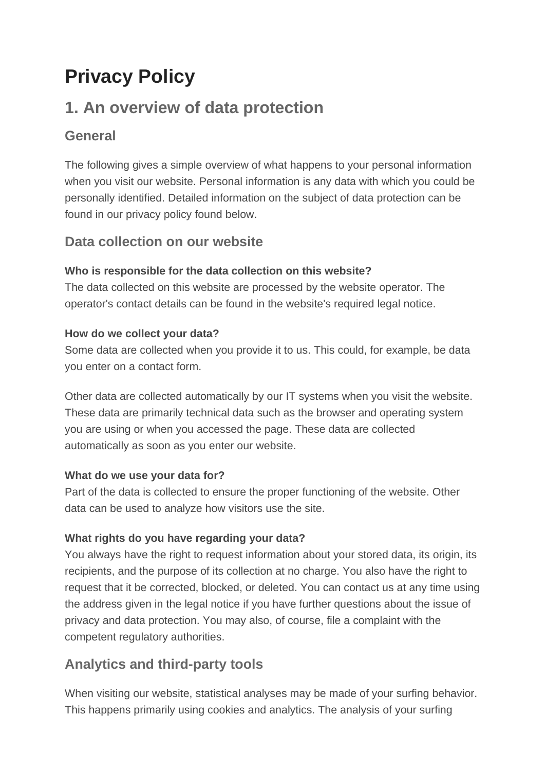# Privacy Policy

## 1. An overview of data protection

### General

The following gives a simple overview of what happens to your personal information when you visit our website. Personal information is any data with which you could be personally identified. Detailed information on the subject of data protection can be found in our privacy policy found below.

### Data collection on our website

**Who is responsible for the data collection on this website?**
The data collected on this website are processed by the website operator. The operator's contact details can be found in the website's required legal notice.

**How do we collect your data?**
Some data are collected when you provide it to us. This could, for example, be data you enter on a contact form.

Other data are collected automatically by our IT systems when you visit the website. These data are primarily technical data such as the browser and operating system you are using or when you accessed the page. These data are collected automatically as soon as you enter our website.

**What do we use your data for?**
Part of the data is collected to ensure the proper functioning of the website. Other data can be used to analyze how visitors use the site.

**What rights do you have regarding your data?**
You always have the right to request information about your stored data, its origin, its recipients, and the purpose of its collection at no charge. You also have the right to request that it be corrected, blocked, or deleted. You can contact us at any time using the address given in the legal notice if you have further questions about the issue of privacy and data protection. You may also, of course, file a complaint with the competent regulatory authorities.

### Analytics and third-party tools

When visiting our website, statistical analyses may be made of your surfing behavior. This happens primarily using cookies and analytics. The analysis of your surfing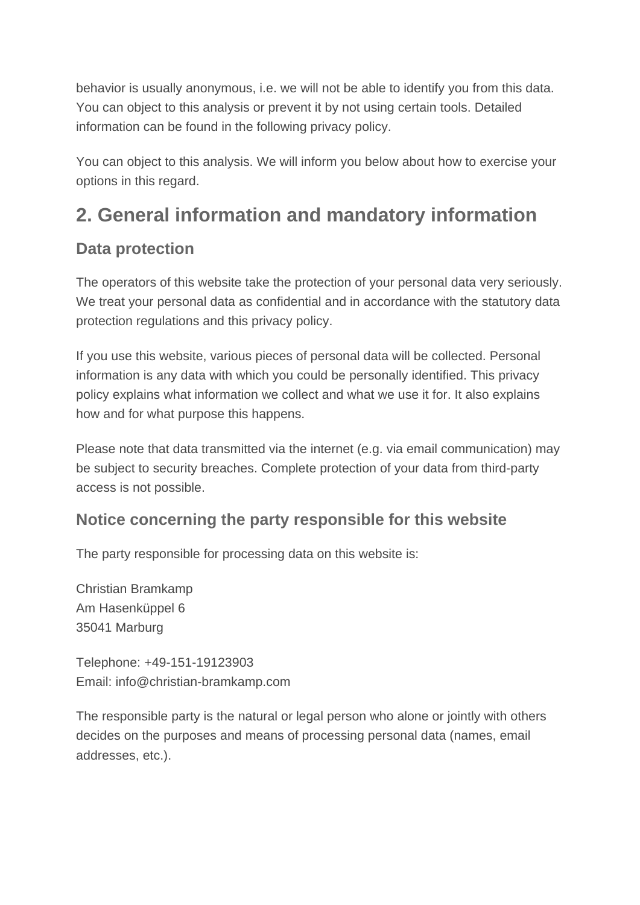behavior is usually anonymous, i.e. we will not be able to identify you from this data. You can object to this analysis or prevent it by not using certain tools. Detailed information can be found in the following privacy policy.

You can object to this analysis. We will inform you below about how to exercise your options in this regard.

## 2. General information and mandatory information

### Data protection

The operators of this website take the protection of your personal data very seriously. We treat your personal data as confidential and in accordance with the statutory data protection regulations and this privacy policy.

If you use this website, various pieces of personal data will be collected. Personal information is any data with which you could be personally identified. This privacy policy explains what information we collect and what we use it for. It also explains how and for what purpose this happens.

Please note that data transmitted via the internet (e.g. via email communication) may be subject to security breaches. Complete protection of your data from third-party access is not possible.

### Notice concerning the party responsible for this website

The party responsible for processing data on this website is:

Christian Bramkamp
Am Hasenküppel 6
35041 Marburg

Telephone: +49-151-19123903
Email: info@christian-bramkamp.com

The responsible party is the natural or legal person who alone or jointly with others decides on the purposes and means of processing personal data (names, email addresses, etc.).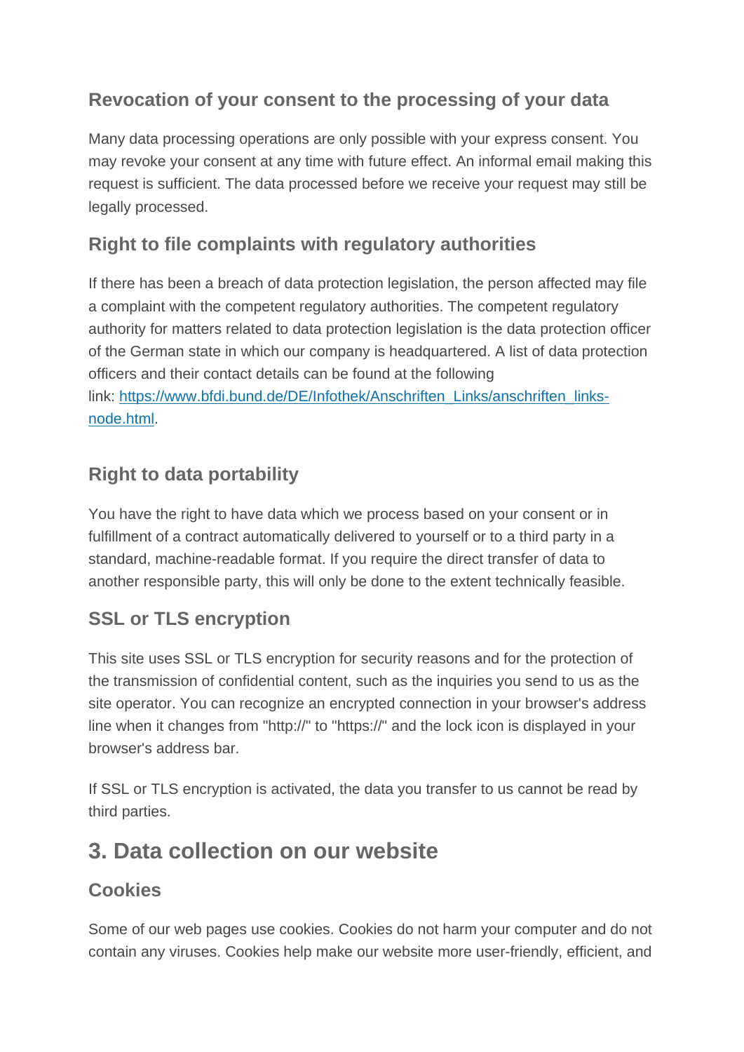### Revocation of your consent to the processing of your data

Many data processing operations are only possible with your express consent. You may revoke your consent at any time with future effect. An informal email making this request is sufficient. The data processed before we receive your request may still be legally processed.

### Right to file complaints with regulatory authorities

If there has been a breach of data protection legislation, the person affected may file a complaint with the competent regulatory authorities. The competent regulatory authority for matters related to data protection legislation is the data protection officer of the German state in which our company is headquartered. A list of data protection officers and their contact details can be found at the following link: [https://www.bfdi.bund.de/DE/Infothek/Anschriften_Links/anschriften_links-node.html](https://www.bfdi.bund.de/DE/Infothek/Anschriften_Links/anschriften_links-node.html).

### Right to data portability

You have the right to have data which we process based on your consent or in fulfillment of a contract automatically delivered to yourself or to a third party in a standard, machine-readable format. If you require the direct transfer of data to another responsible party, this will only be done to the extent technically feasible.

### SSL or TLS encryption

This site uses SSL or TLS encryption for security reasons and for the protection of the transmission of confidential content, such as the inquiries you send to us as the site operator. You can recognize an encrypted connection in your browser's address line when it changes from "http://" to "https://" and the lock icon is displayed in your browser's address bar.

If SSL or TLS encryption is activated, the data you transfer to us cannot be read by third parties.

## 3. Data collection on our website

### Cookies

Some of our web pages use cookies. Cookies do not harm your computer and do not contain any viruses. Cookies help make our website more user-friendly, efficient, and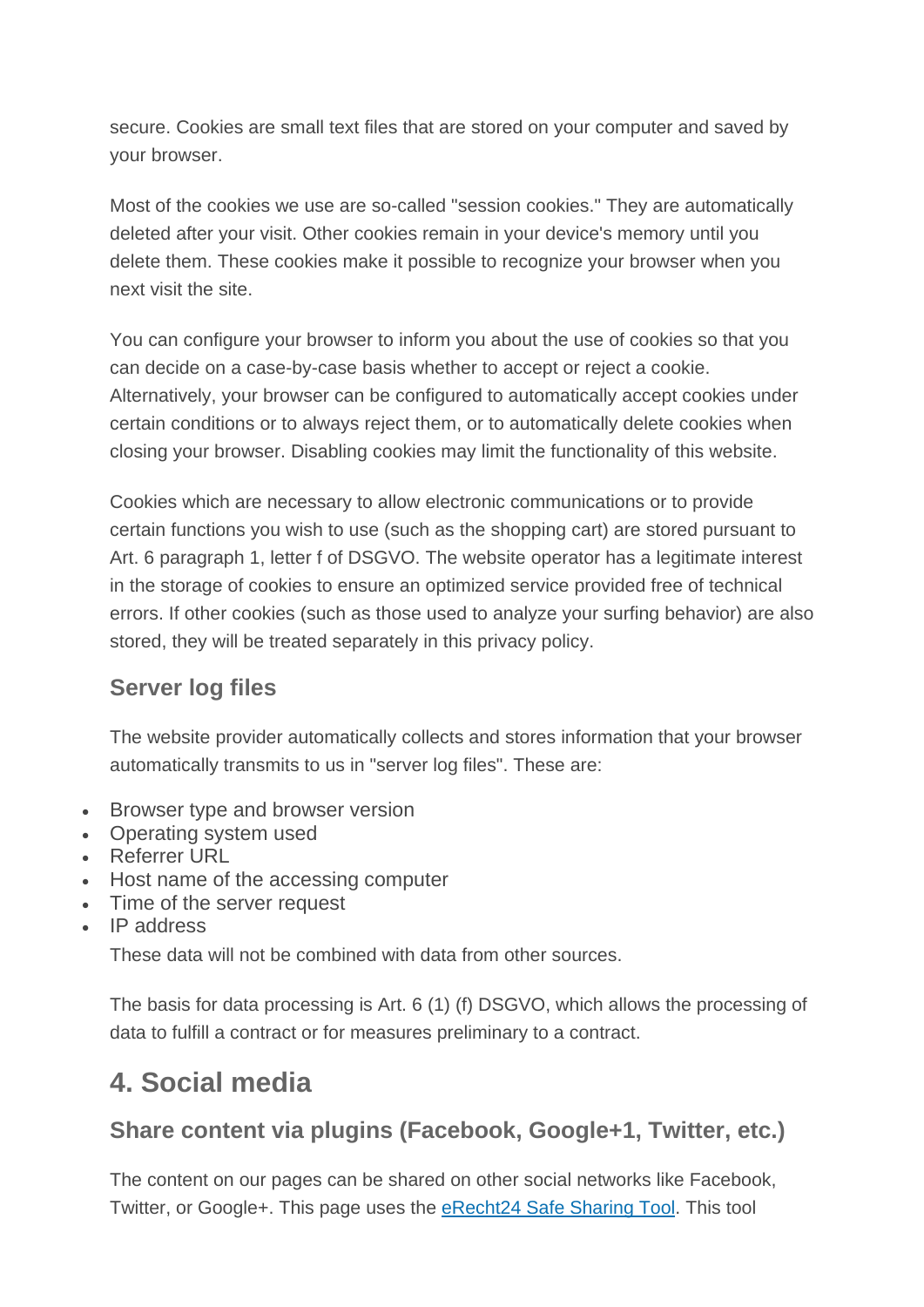secure. Cookies are small text files that are stored on your computer and saved by your browser.

Most of the cookies we use are so-called "session cookies." They are automatically deleted after your visit. Other cookies remain in your device's memory until you delete them. These cookies make it possible to recognize your browser when you next visit the site.

You can configure your browser to inform you about the use of cookies so that you can decide on a case-by-case basis whether to accept or reject a cookie. Alternatively, your browser can be configured to automatically accept cookies under certain conditions or to always reject them, or to automatically delete cookies when closing your browser. Disabling cookies may limit the functionality of this website.

Cookies which are necessary to allow electronic communications or to provide certain functions you wish to use (such as the shopping cart) are stored pursuant to Art. 6 paragraph 1, letter f of DSGVO. The website operator has a legitimate interest in the storage of cookies to ensure an optimized service provided free of technical errors. If other cookies (such as those used to analyze your surfing behavior) are also stored, they will be treated separately in this privacy policy.

### Server log files

The website provider automatically collects and stores information that your browser automatically transmits to us in "server log files". These are:

- Browser type and browser version
- Operating system used
- Referrer URL
- Host name of the accessing computer
- Time of the server request
- IP address

These data will not be combined with data from other sources.

The basis for data processing is Art. 6 (1) (f) DSGVO, which allows the processing of data to fulfill a contract or for measures preliminary to a contract.

## 4. Social media

### Share content via plugins (Facebook, Google+1, Twitter, etc.)

The content on our pages can be shared on other social networks like Facebook, Twitter, or Google+. This page uses the [eRecht24 Safe Sharing Tool](). This tool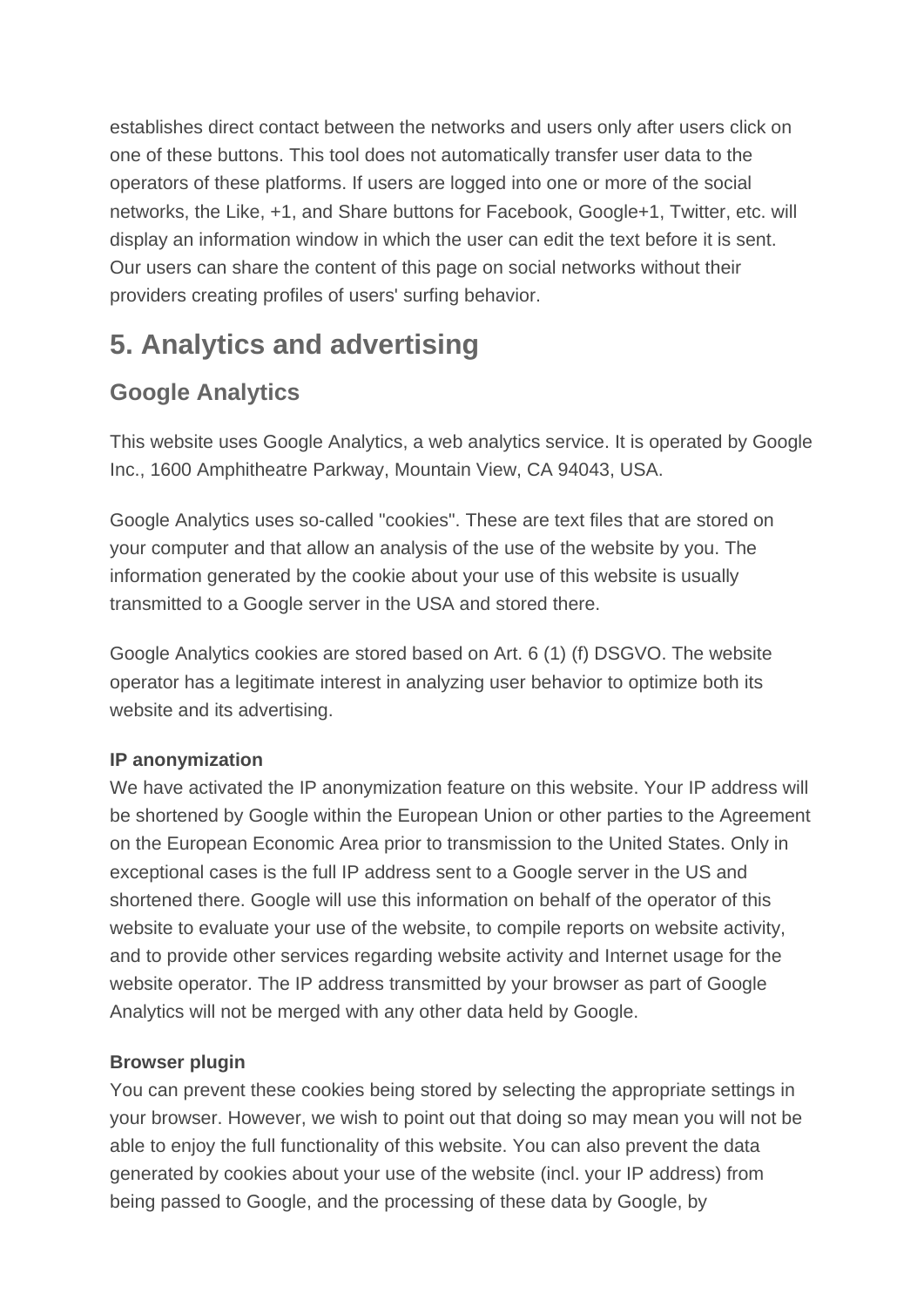establishes direct contact between the networks and users only after users click on one of these buttons. This tool does not automatically transfer user data to the operators of these platforms. If users are logged into one or more of the social networks, the Like, +1, and Share buttons for Facebook, Google+1, Twitter, etc. will display an information window in which the user can edit the text before it is sent. Our users can share the content of this page on social networks without their providers creating profiles of users' surfing behavior.

## 5. Analytics and advertising

### Google Analytics

This website uses Google Analytics, a web analytics service. It is operated by Google Inc., 1600 Amphitheatre Parkway, Mountain View, CA 94043, USA.

Google Analytics uses so-called "cookies". These are text files that are stored on your computer and that allow an analysis of the use of the website by you. The information generated by the cookie about your use of this website is usually transmitted to a Google server in the USA and stored there.

Google Analytics cookies are stored based on Art. 6 (1) (f) DSGVO. The website operator has a legitimate interest in analyzing user behavior to optimize both its website and its advertising.

**IP anonymization**
We have activated the IP anonymization feature on this website. Your IP address will be shortened by Google within the European Union or other parties to the Agreement on the European Economic Area prior to transmission to the United States. Only in exceptional cases is the full IP address sent to a Google server in the US and shortened there. Google will use this information on behalf of the operator of this website to evaluate your use of the website, to compile reports on website activity, and to provide other services regarding website activity and Internet usage for the website operator. The IP address transmitted by your browser as part of Google Analytics will not be merged with any other data held by Google.

**Browser plugin**
You can prevent these cookies being stored by selecting the appropriate settings in your browser. However, we wish to point out that doing so may mean you will not be able to enjoy the full functionality of this website. You can also prevent the data generated by cookies about your use of the website (incl. your IP address) from being passed to Google, and the processing of these data by Google, by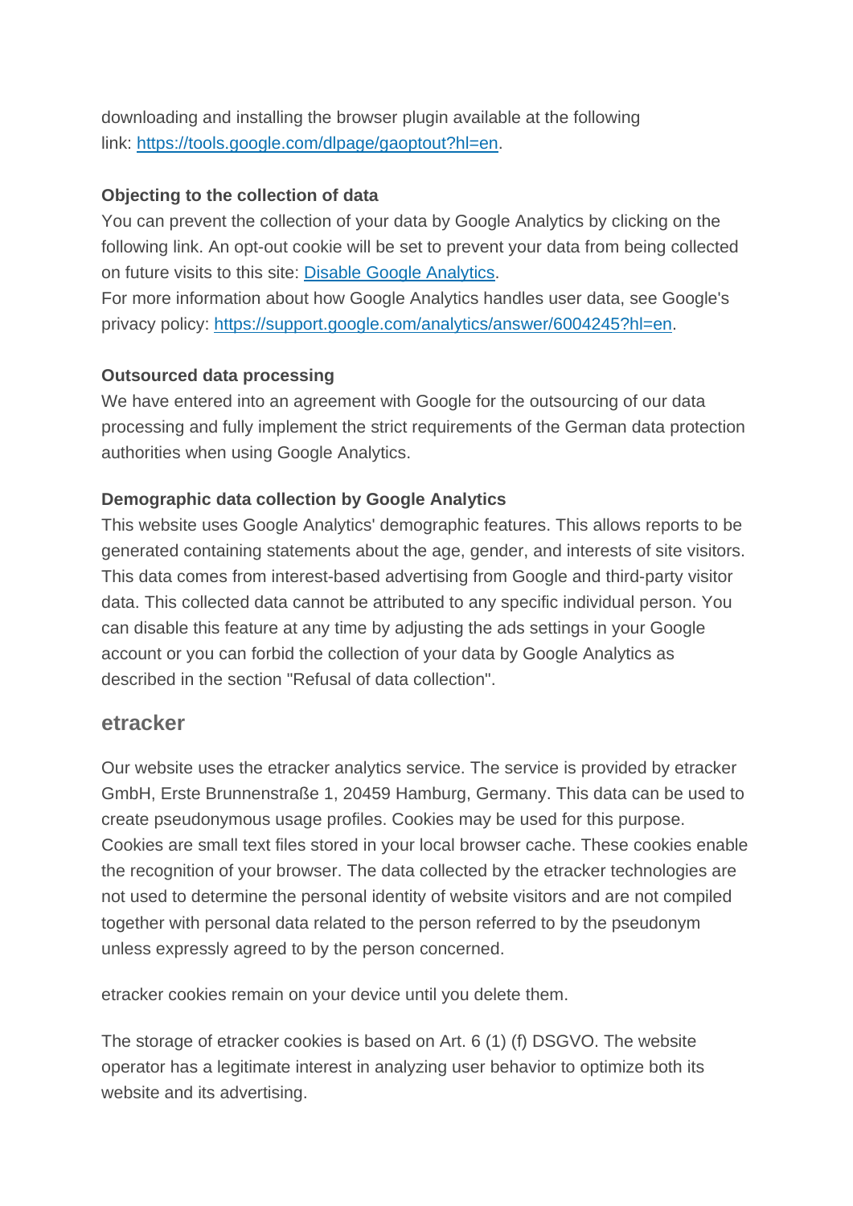downloading and installing the browser plugin available at the following link: [https://tools.google.com/dlpage/gaoptout?hl=en](https://tools.google.com/dlpage/gaoptout?hl=en).

**Objecting to the collection of data**

You can prevent the collection of your data by Google Analytics by clicking on the following link. An opt-out cookie will be set to prevent your data from being collected on future visits to this site: Disable Google Analytics.

For more information about how Google Analytics handles user data, see Google's privacy policy: [https://support.google.com/analytics/answer/6004245?hl=en](https://support.google.com/analytics/answer/6004245?hl=en).

**Outsourced data processing**

We have entered into an agreement with Google for the outsourcing of our data processing and fully implement the strict requirements of the German data protection authorities when using Google Analytics.

**Demographic data collection by Google Analytics**

This website uses Google Analytics' demographic features. This allows reports to be generated containing statements about the age, gender, and interests of site visitors. This data comes from interest-based advertising from Google and third-party visitor data. This collected data cannot be attributed to any specific individual person. You can disable this feature at any time by adjusting the ads settings in your Google account or you can forbid the collection of your data by Google Analytics as described in the section "Refusal of data collection".

## etracker

Our website uses the etracker analytics service. The service is provided by etracker GmbH, Erste Brunnenstraße 1, 20459 Hamburg, Germany. This data can be used to create pseudonymous usage profiles. Cookies may be used for this purpose. Cookies are small text files stored in your local browser cache. These cookies enable the recognition of your browser. The data collected by the etracker technologies are not used to determine the personal identity of website visitors and are not compiled together with personal data related to the person referred to by the pseudonym unless expressly agreed to by the person concerned.

etracker cookies remain on your device until you delete them.

The storage of etracker cookies is based on Art. 6 (1) (f) DSGVO. The website operator has a legitimate interest in analyzing user behavior to optimize both its website and its advertising.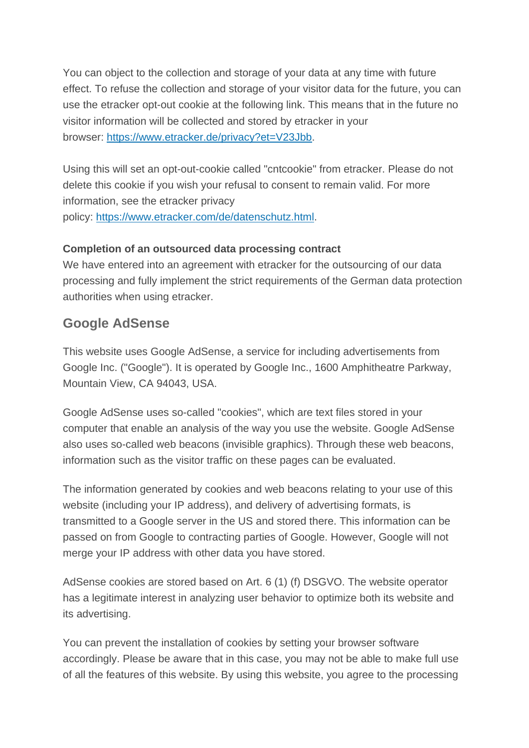You can object to the collection and storage of your data at any time with future effect. To refuse the collection and storage of your visitor data for the future, you can use the etracker opt-out cookie at the following link. This means that in the future no visitor information will be collected and stored by etracker in your browser: [https://www.etracker.de/privacy?et=V23Jbb](https://www.etracker.de/privacy?et=V23Jbb).

Using this will set an opt-out-cookie called "cntcookie" from etracker. Please do not delete this cookie if you wish your refusal to consent to remain valid. For more information, see the etracker privacy policy: [https://www.etracker.com/de/datenschutz.html](https://www.etracker.com/de/datenschutz.html).

**Completion of an outsourced data processing contract**
We have entered into an agreement with etracker for the outsourcing of our data processing and fully implement the strict requirements of the German data protection authorities when using etracker.

## Google AdSense

This website uses Google AdSense, a service for including advertisements from Google Inc. ("Google"). It is operated by Google Inc., 1600 Amphitheatre Parkway, Mountain View, CA 94043, USA.

Google AdSense uses so-called "cookies", which are text files stored in your computer that enable an analysis of the way you use the website. Google AdSense also uses so-called web beacons (invisible graphics). Through these web beacons, information such as the visitor traffic on these pages can be evaluated.

The information generated by cookies and web beacons relating to your use of this website (including your IP address), and delivery of advertising formats, is transmitted to a Google server in the US and stored there. This information can be passed on from Google to contracting parties of Google. However, Google will not merge your IP address with other data you have stored.

AdSense cookies are stored based on Art. 6 (1) (f) DSGVO. The website operator has a legitimate interest in analyzing user behavior to optimize both its website and its advertising.

You can prevent the installation of cookies by setting your browser software accordingly. Please be aware that in this case, you may not be able to make full use of all the features of this website. By using this website, you agree to the processing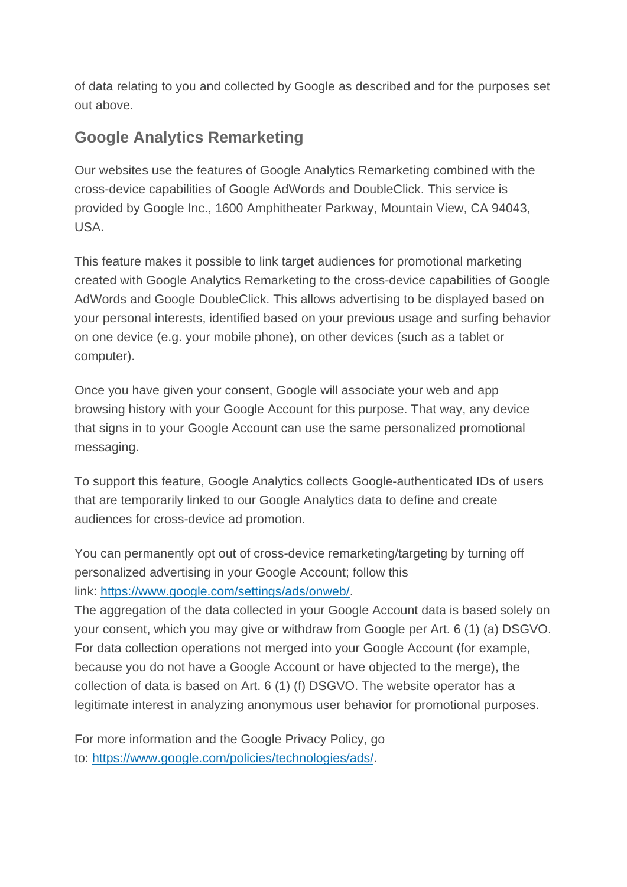of data relating to you and collected by Google as described and for the purposes set out above.

## Google Analytics Remarketing

Our websites use the features of Google Analytics Remarketing combined with the cross-device capabilities of Google AdWords and DoubleClick. This service is provided by Google Inc., 1600 Amphitheater Parkway, Mountain View, CA 94043, USA.

This feature makes it possible to link target audiences for promotional marketing created with Google Analytics Remarketing to the cross-device capabilities of Google AdWords and Google DoubleClick. This allows advertising to be displayed based on your personal interests, identified based on your previous usage and surfing behavior on one device (e.g. your mobile phone), on other devices (such as a tablet or computer).

Once you have given your consent, Google will associate your web and app browsing history with your Google Account for this purpose. That way, any device that signs in to your Google Account can use the same personalized promotional messaging.

To support this feature, Google Analytics collects Google-authenticated IDs of users that are temporarily linked to our Google Analytics data to define and create audiences for cross-device ad promotion.

You can permanently opt out of cross-device remarketing/targeting by turning off personalized advertising in your Google Account; follow this link: [https://www.google.com/settings/ads/onweb/](https://www.google.com/settings/ads/onweb/).
The aggregation of the data collected in your Google Account data is based solely on your consent, which you may give or withdraw from Google per Art. 6 (1) (a) DSGVO. For data collection operations not merged into your Google Account (for example, because you do not have a Google Account or have objected to the merge), the collection of data is based on Art. 6 (1) (f) DSGVO. The website operator has a legitimate interest in analyzing anonymous user behavior for promotional purposes.

For more information and the Google Privacy Policy, go to: [https://www.google.com/policies/technologies/ads/](https://www.google.com/policies/technologies/ads/).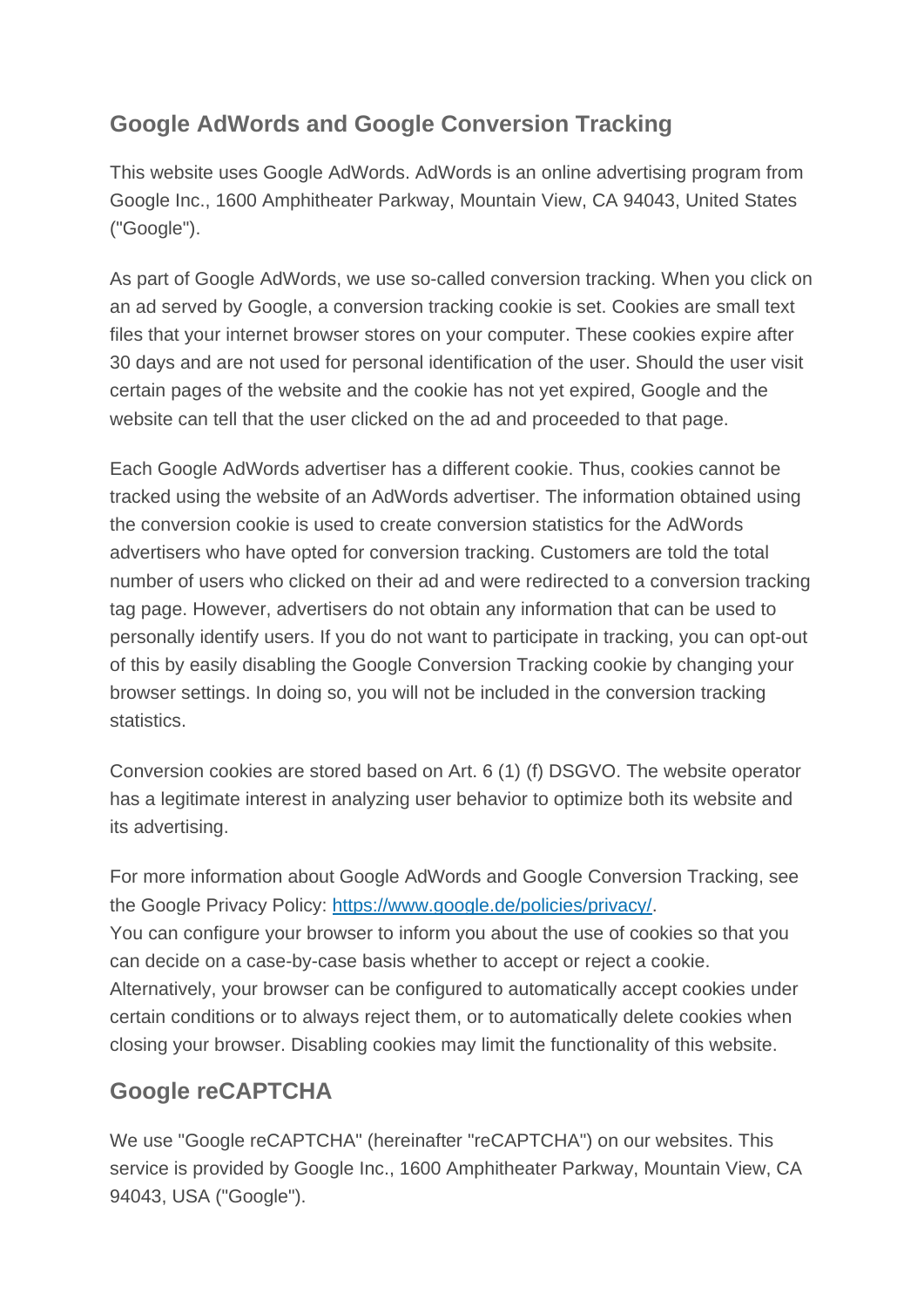## Google AdWords and Google Conversion Tracking

This website uses Google AdWords. AdWords is an online advertising program from Google Inc., 1600 Amphitheater Parkway, Mountain View, CA 94043, United States ("Google").

As part of Google AdWords, we use so-called conversion tracking. When you click on an ad served by Google, a conversion tracking cookie is set. Cookies are small text files that your internet browser stores on your computer. These cookies expire after 30 days and are not used for personal identification of the user. Should the user visit certain pages of the website and the cookie has not yet expired, Google and the website can tell that the user clicked on the ad and proceeded to that page.

Each Google AdWords advertiser has a different cookie. Thus, cookies cannot be tracked using the website of an AdWords advertiser. The information obtained using the conversion cookie is used to create conversion statistics for the AdWords advertisers who have opted for conversion tracking. Customers are told the total number of users who clicked on their ad and were redirected to a conversion tracking tag page. However, advertisers do not obtain any information that can be used to personally identify users. If you do not want to participate in tracking, you can opt-out of this by easily disabling the Google Conversion Tracking cookie by changing your browser settings. In doing so, you will not be included in the conversion tracking statistics.

Conversion cookies are stored based on Art. 6 (1) (f) DSGVO. The website operator has a legitimate interest in analyzing user behavior to optimize both its website and its advertising.

For more information about Google AdWords and Google Conversion Tracking, see the Google Privacy Policy: [https://www.google.de/policies/privacy/](https://www.google.de/policies/privacy/).
You can configure your browser to inform you about the use of cookies so that you can decide on a case-by-case basis whether to accept or reject a cookie. Alternatively, your browser can be configured to automatically accept cookies under certain conditions or to always reject them, or to automatically delete cookies when closing your browser. Disabling cookies may limit the functionality of this website.

## Google reCAPTCHA

We use "Google reCAPTCHA" (hereinafter "reCAPTCHA") on our websites. This service is provided by Google Inc., 1600 Amphitheater Parkway, Mountain View, CA 94043, USA ("Google").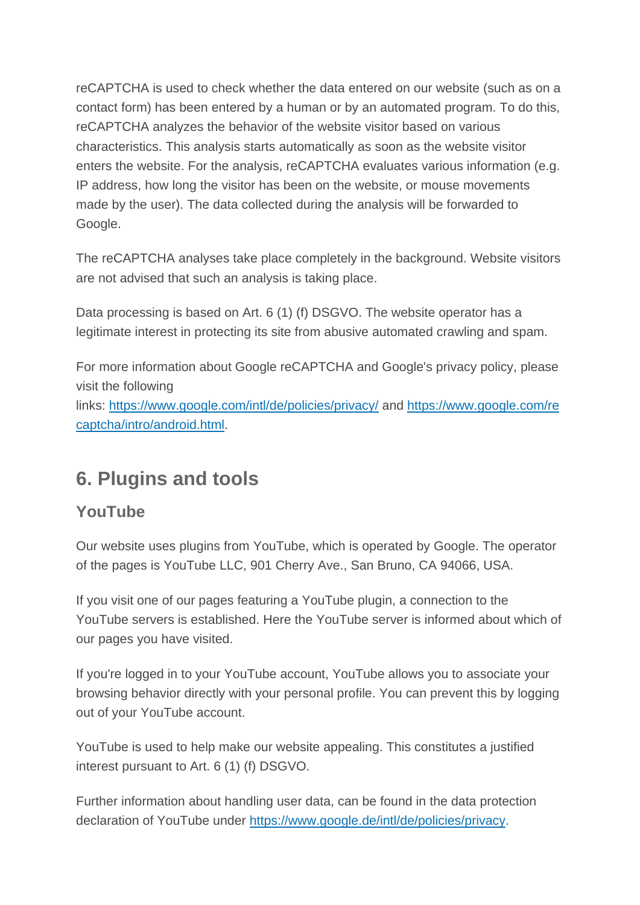reCAPTCHA is used to check whether the data entered on our website (such as on a contact form) has been entered by a human or by an automated program. To do this, reCAPTCHA analyzes the behavior of the website visitor based on various characteristics. This analysis starts automatically as soon as the website visitor enters the website. For the analysis, reCAPTCHA evaluates various information (e.g. IP address, how long the visitor has been on the website, or mouse movements made by the user). The data collected during the analysis will be forwarded to Google.

The reCAPTCHA analyses take place completely in the background. Website visitors are not advised that such an analysis is taking place.

Data processing is based on Art. 6 (1) (f) DSGVO. The website operator has a legitimate interest in protecting its site from abusive automated crawling and spam.

For more information about Google reCAPTCHA and Google's privacy policy, please visit the following links: [https://www.google.com/intl/de/policies/privacy/](https://www.google.com/intl/de/policies/privacy/) and [https://www.google.com/recaptcha/intro/android.html](https://www.google.com/recaptcha/intro/android.html).

## 6. Plugins and tools

### YouTube

Our website uses plugins from YouTube, which is operated by Google. The operator of the pages is YouTube LLC, 901 Cherry Ave., San Bruno, CA 94066, USA.

If you visit one of our pages featuring a YouTube plugin, a connection to the YouTube servers is established. Here the YouTube server is informed about which of our pages you have visited.

If you're logged in to your YouTube account, YouTube allows you to associate your browsing behavior directly with your personal profile. You can prevent this by logging out of your YouTube account.

YouTube is used to help make our website appealing. This constitutes a justified interest pursuant to Art. 6 (1) (f) DSGVO.

Further information about handling user data, can be found in the data protection declaration of YouTube under [https://www.google.de/intl/de/policies/privacy](https://www.google.de/intl/de/policies/privacy).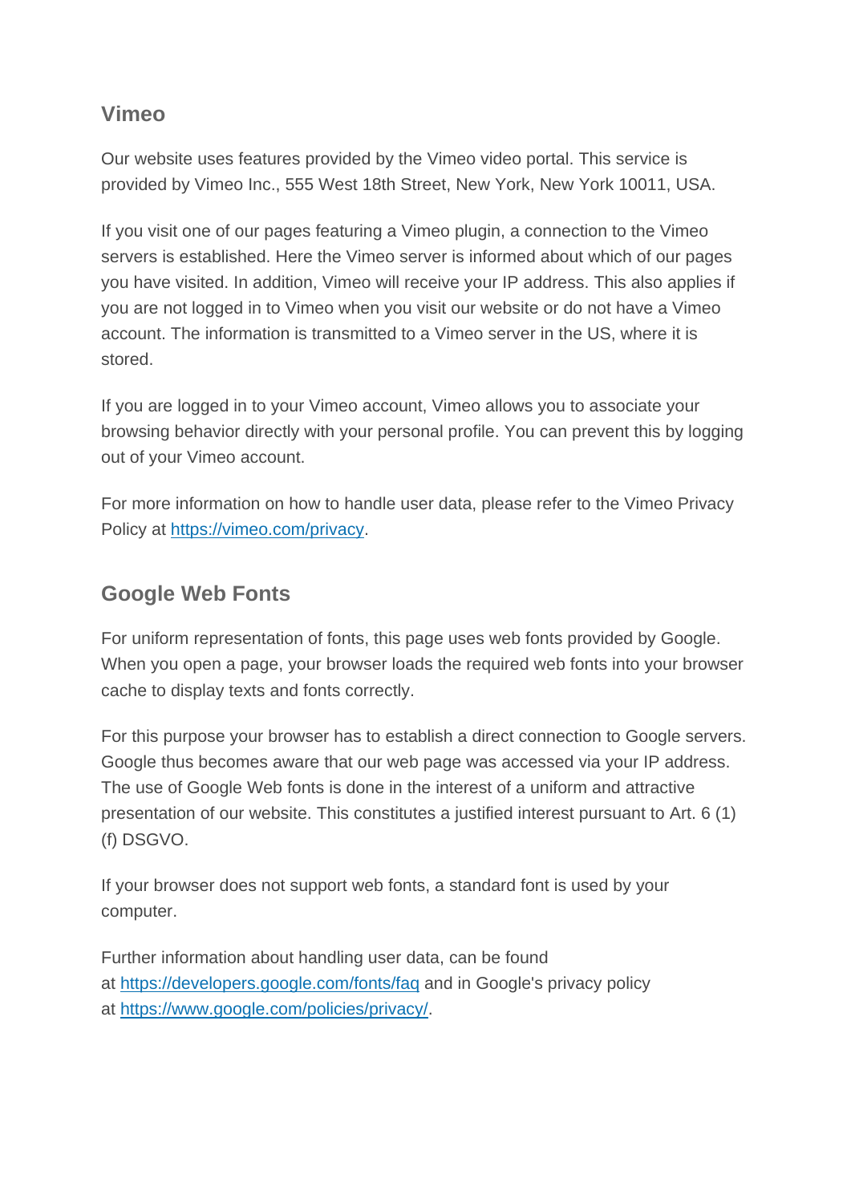### Vimeo

Our website uses features provided by the Vimeo video portal. This service is provided by Vimeo Inc., 555 West 18th Street, New York, New York 10011, USA.

If you visit one of our pages featuring a Vimeo plugin, a connection to the Vimeo servers is established. Here the Vimeo server is informed about which of our pages you have visited. In addition, Vimeo will receive your IP address. This also applies if you are not logged in to Vimeo when you visit our website or do not have a Vimeo account. The information is transmitted to a Vimeo server in the US, where it is stored.

If you are logged in to your Vimeo account, Vimeo allows you to associate your browsing behavior directly with your personal profile. You can prevent this by logging out of your Vimeo account.

For more information on how to handle user data, please refer to the Vimeo Privacy Policy at [https://vimeo.com/privacy](https://vimeo.com/privacy).

### Google Web Fonts

For uniform representation of fonts, this page uses web fonts provided by Google. When you open a page, your browser loads the required web fonts into your browser cache to display texts and fonts correctly.

For this purpose your browser has to establish a direct connection to Google servers. Google thus becomes aware that our web page was accessed via your IP address. The use of Google Web fonts is done in the interest of a uniform and attractive presentation of our website. This constitutes a justified interest pursuant to Art. 6 (1) (f) DSGVO.

If your browser does not support web fonts, a standard font is used by your computer.

Further information about handling user data, can be found at [https://developers.google.com/fonts/faq](https://developers.google.com/fonts/faq) and in Google's privacy policy at [https://www.google.com/policies/privacy/](https://www.google.com/policies/privacy/).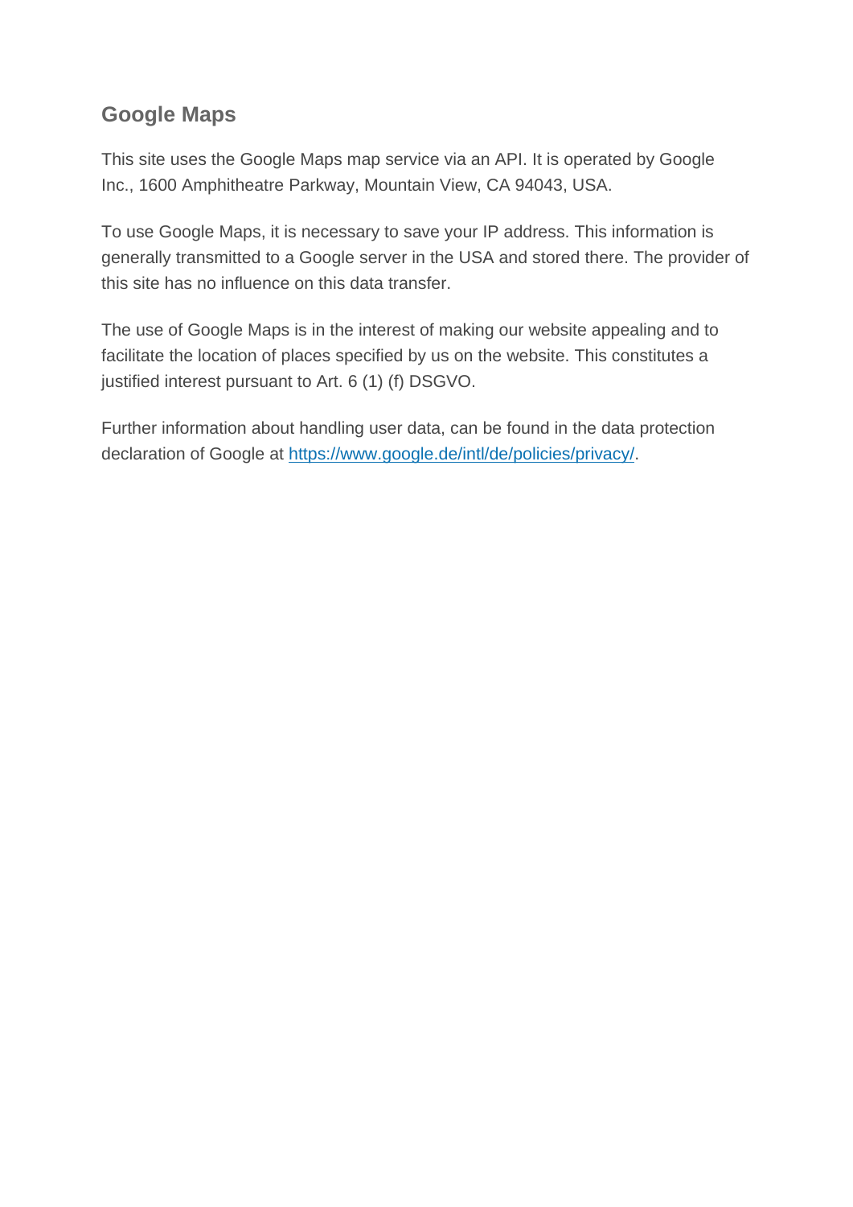## Google Maps

This site uses the Google Maps map service via an API. It is operated by Google Inc., 1600 Amphitheatre Parkway, Mountain View, CA 94043, USA.

To use Google Maps, it is necessary to save your IP address. This information is generally transmitted to a Google server in the USA and stored there. The provider of this site has no influence on this data transfer.

The use of Google Maps is in the interest of making our website appealing and to facilitate the location of places specified by us on the website. This constitutes a justified interest pursuant to Art. 6 (1) (f) DSGVO.

Further information about handling user data, can be found in the data protection declaration of Google at [https://www.google.de/intl/de/policies/privacy/](https://www.google.de/intl/de/policies/privacy/).